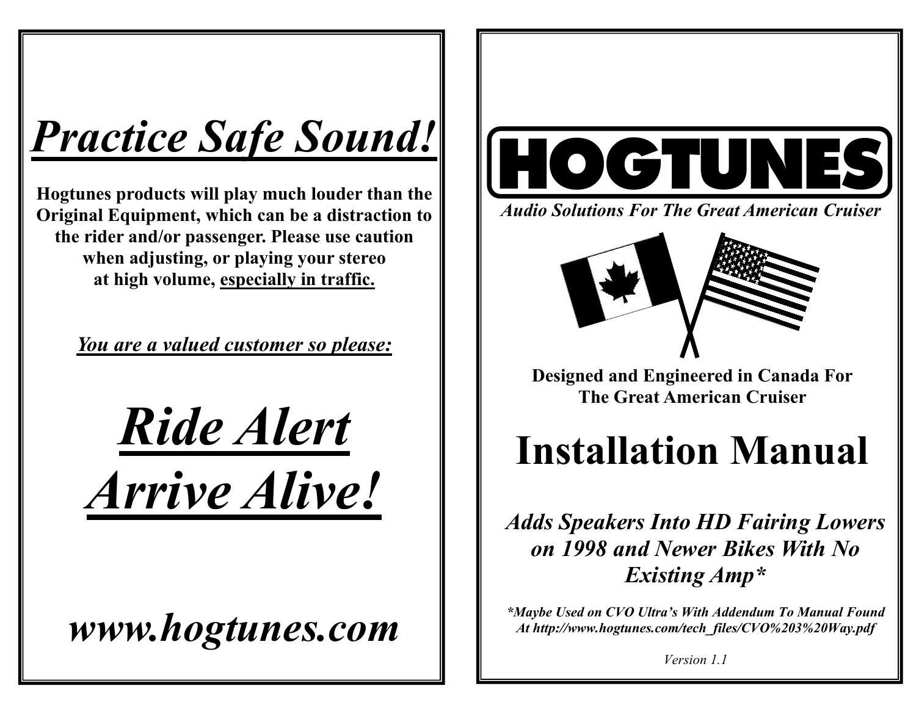# *Practice Safe Sound!*

**Hogtunes products will play much louder than the Original Equipment, which can be a distraction to the rider and/or passenger. Please use caution when adjusting, or playing your stereo at high volume, especially in traffic.**

***You are a valued customer so please:***

# *Ride Alert*
# *Arrive Alive!*

## *www.hogtunes.com*

# HOGTUNES

***Audio Solutions For The Great American Cruiser***

**Designed and Engineered in Canada For The Great American Cruiser**

# Installation Manual

## *Adds Speakers Into HD Fairing Lowers on 1998 and Newer Bikes With No Existing Amp**

****Maybe Used on CVO Ultra's With Addendum To Manual Found At http://www.hogtunes.com/tech_files/CVO%203%20Way.pdf***

*Version 1.1*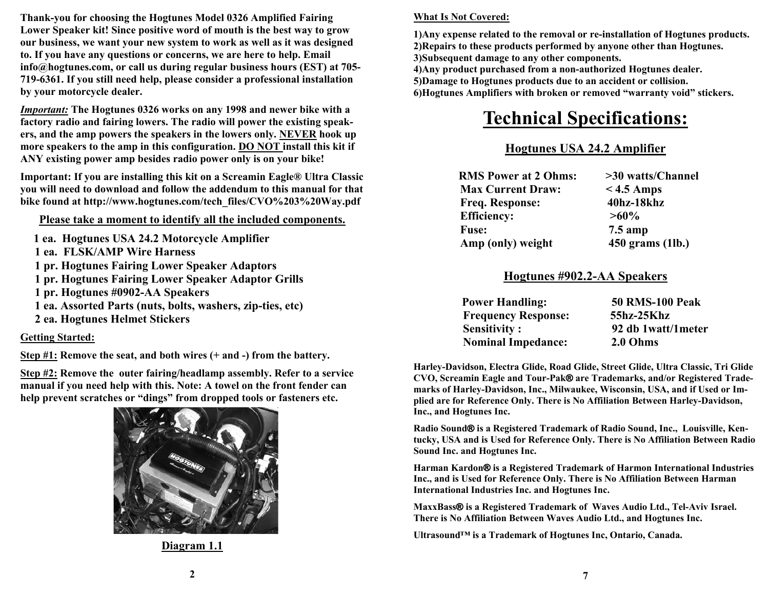**Thank-you for choosing the Hogtunes Model 0326 Amplified Fairing Lower Speaker kit! Since positive word of mouth is the best way to grow our business, we want your new system to work as well as it was designed to. If you have any questions or concerns, we are here to help. Email info@hogtunes.com, or call us during regular business hours (EST) at 705-719-6361. If you still need help, please consider a professional installation by your motorcycle dealer.**

***Important:*** **The Hogtunes 0326 works on any 1998 and newer bike with a factory radio and fairing lowers. The radio will power the existing speakers, and the amp powers the speakers in the lowers only. NEVER hook up more speakers to the amp in this configuration. DO NOT install this kit if ANY existing power amp besides radio power only is on your bike!**

**Important: If you are installing this kit on a Screamin Eagle® Ultra Classic you will need to download and follow the addendum to this manual for that bike found at http://www.hogtunes.com/tech_files/CVO%203%20Way.pdf**

**Please take a moment to identify all the included components.**

- **1 ea. Hogtunes USA 24.2 Motorcycle Amplifier**
- **1 ea. FLSK/AMP Wire Harness**
- **1 pr. Hogtunes Fairing Lower Speaker Adaptors**
- **1 pr. Hogtunes Fairing Lower Speaker Adaptor Grills**
- **1 pr. Hogtunes #0902-AA Speakers**
- **1 ea. Assorted Parts (nuts, bolts, washers, zip-ties, etc)**
- **2 ea. Hogtunes Helmet Stickers**

**Getting Started:**

**Step #1:** **Remove the seat, and both wires (+ and -) from the battery.**

**Step #2:** **Remove the outer fairing/headlamp assembly. Refer to a service manual if you need help with this. Note: A towel on the front fender can help prevent scratches or "dings" from dropped tools or fasteners etc.**

**Diagram 1.1**

**What Is Not Covered:**

**1)Any expense related to the removal or re-installation of Hogtunes products.**
**2)Repairs to these products performed by anyone other than Hogtunes.**
**3)Subsequent damage to any other components.**
**4)Any product purchased from a non-authorized Hogtunes dealer.**
**5)Damage to Hogtunes products due to an accident or collision.**
**6)Hogtunes Amplifiers with broken or removed "warranty void" stickers.**

# Technical Specifications:

## Hogtunes USA 24.2 Amplifier

| | |
|---|---|
| RMS Power at 2 Ohms: | >30 watts/Channel |
| Max Current Draw: | < 4.5 Amps |
| Freq. Response: | 40hz-18khz |
| Efficiency: | >60% |
| Fuse: | 7.5 amp |
| Amp (only) weight | 450 grams (1lb.) |

## Hogtunes #902.2-AA Speakers

| | |
|---|---|
| Power Handling: | 50 RMS-100 Peak |
| Frequency Response: | 55hz-25Khz |
| Sensitivity : | 92 db 1watt/1meter |
| Nominal Impedance: | 2.0 Ohms |

**Harley-Davidson, Electra Glide, Road Glide, Street Glide, Ultra Classic, Tri Glide CVO, Screamin Eagle and Tour-Pak® are Trademarks, and/or Registered Trademarks of Harley-Davidson, Inc., Milwaukee, Wisconsin, USA, and if Used or Implied are for Reference Only. There is No Affiliation Between Harley-Davidson, Inc., and Hogtunes Inc.**

**Radio Sound® is a Registered Trademark of Radio Sound, Inc., Louisville, Kentucky, USA and is Used for Reference Only. There is No Affiliation Between Radio Sound Inc. and Hogtunes Inc.**

**Harman Kardon® is a Registered Trademark of Harmon International Industries Inc., and is Used for Reference Only. There is No Affiliation Between Harman International Industries Inc. and Hogtunes Inc.**

**MaxxBass® is a Registered Trademark of Waves Audio Ltd., Tel-Aviv Israel. There is No Affiliation Between Waves Audio Ltd., and Hogtunes Inc.**

**Ultrasound™ is a Trademark of Hogtunes Inc, Ontario, Canada.**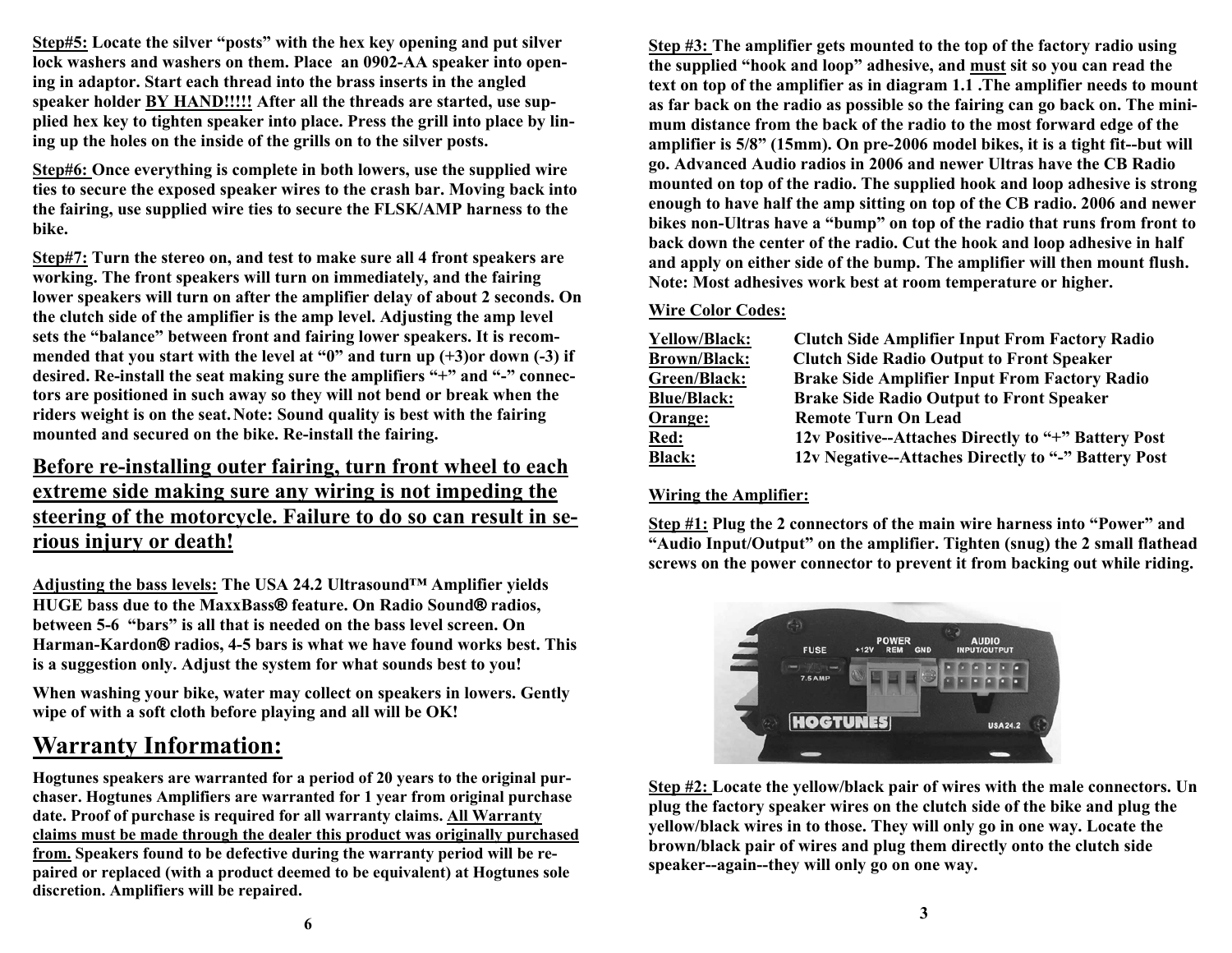**Step#5:** Locate the silver "posts" with the hex key opening and put silver lock washers and washers on them. Place an 0902-AA speaker into opening in adaptor. Start each thread into the brass inserts in the angled speaker holder **BY HAND!!!!!** After all the threads are started, use supplied hex key to tighten speaker into place. Press the grill into place by lining up the holes on the inside of the grills on to the silver posts.

**Step#6:** Once everything is complete in both lowers, use the supplied wire ties to secure the exposed speaker wires to the crash bar. Moving back into the fairing, use supplied wire ties to secure the FLSK/AMP harness to the bike.

**Step#7:** Turn the stereo on, and test to make sure all 4 front speakers are working. The front speakers will turn on immediately, and the fairing lower speakers will turn on after the amplifier delay of about 2 seconds. On the clutch side of the amplifier is the amp level. Adjusting the amp level sets the "balance" between front and fairing lower speakers. It is recommended that you start with the level at "0" and turn up (+3)or down (-3) if desired. Re-install the seat making sure the amplifiers "+" and "-" connectors are positioned in such away so they will not bend or break when the riders weight is on the seat. Note: Sound quality is best with the fairing mounted and secured on the bike. Re-install the fairing.

**Before re-installing outer fairing, turn front wheel to each extreme side making sure any wiring is not impeding the steering of the motorcycle. Failure to do so can result in serious injury or death!**

**Adjusting the bass levels:** The USA 24.2 Ultrasound™ Amplifier yields HUGE bass due to the MaxxBass® feature. On Radio Sound® radios, between 5-6 "bars" is all that is needed on the bass level screen. On Harman-Kardon® radios, 4-5 bars is what we have found works best. This is a suggestion only. Adjust the system for what sounds best to you!

When washing your bike, water may collect on speakers in lowers. Gently wipe of with a soft cloth before playing and all will be OK!

# Warranty Information:

Hogtunes speakers are warranted for a period of 20 years to the original purchaser. Hogtunes Amplifiers are warranted for 1 year from original purchase date. Proof of purchase is required for all warranty claims. All Warranty claims must be made through the dealer this product was originally purchased from. Speakers found to be defective during the warranty period will be repaired or replaced (with a product deemed to be equivalent) at Hogtunes sole discretion. Amplifiers will be repaired.

**Step #3:** The amplifier gets mounted to the top of the factory radio using the supplied "hook and loop" adhesive, and must sit so you can read the text on top of the amplifier as in diagram 1.1 .The amplifier needs to mount as far back on the radio as possible so the fairing can go back on. The minimum distance from the back of the radio to the most forward edge of the amplifier is 5/8" (15mm). On pre-2006 model bikes, it is a tight fit--but will go. Advanced Audio radios in 2006 and newer Ultras have the CB Radio mounted on top of the radio. The supplied hook and loop adhesive is strong enough to have half the amp sitting on top of the CB radio. 2006 and newer bikes non-Ultras have a "bump" on top of the radio that runs from front to back down the center of the radio. Cut the hook and loop adhesive in half and apply on either side of the bump. The amplifier will then mount flush. Note: Most adhesives work best at room temperature or higher.

**Wire Color Codes:**

| | |
|---|---|
| Yellow/Black: | Clutch Side Amplifier Input From Factory Radio |
| Brown/Black: | Clutch Side Radio Output to Front Speaker |
| Green/Black: | Brake Side Amplifier Input From Factory Radio |
| Blue/Black: | Brake Side Radio Output to Front Speaker |
| Orange: | Remote Turn On Lead |
| Red: | 12v Positive--Attaches Directly to "+" Battery Post |
| Black: | 12v Negative--Attaches Directly to "-" Battery Post |

**Wiring the Amplifier:**

**Step #1:** Plug the 2 connectors of the main wire harness into "Power" and "Audio Input/Output" on the amplifier. Tighten (snug) the 2 small flathead screws on the power connector to prevent it from backing out while riding.

**Step #2:** Locate the yellow/black pair of wires with the male connectors. Un plug the factory speaker wires on the clutch side of the bike and plug the yellow/black wires in to those. They will only go in one way. Locate the brown/black pair of wires and plug them directly onto the clutch side speaker--again--they will only go on one way.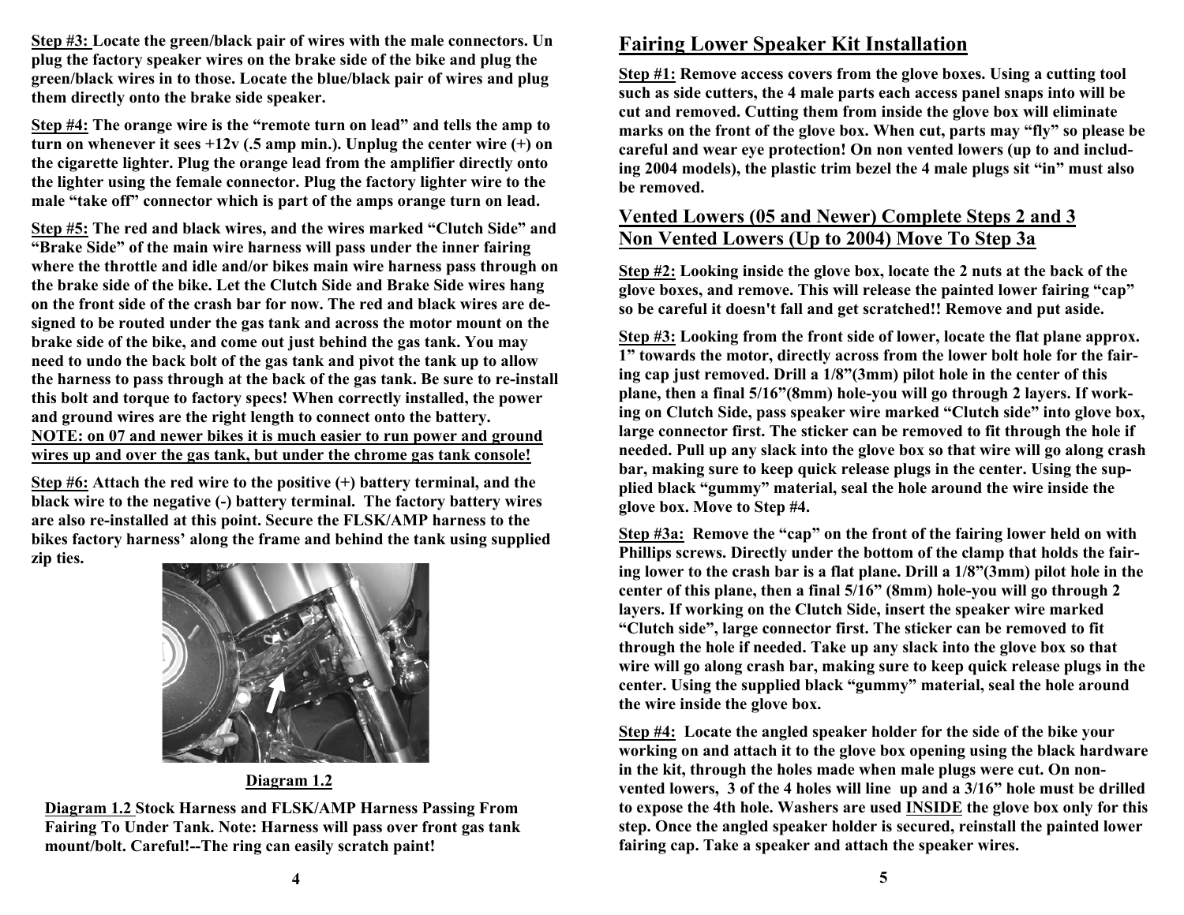**Step #3:** Locate the green/black pair of wires with the male connectors. Un plug the factory speaker wires on the brake side of the bike and plug the green/black wires in to those. Locate the blue/black pair of wires and plug them directly onto the brake side speaker.

**Step #4:** The orange wire is the "remote turn on lead" and tells the amp to turn on whenever it sees +12v (.5 amp min.). Unplug the center wire (+) on the cigarette lighter. Plug the orange lead from the amplifier directly onto the lighter using the female connector. Plug the factory lighter wire to the male "take off" connector which is part of the amps orange turn on lead.

**Step #5:** The red and black wires, and the wires marked "Clutch Side" and "Brake Side" of the main wire harness will pass under the inner fairing where the throttle and idle and/or bikes main wire harness pass through on the brake side of the bike. Let the Clutch Side and Brake Side wires hang on the front side of the crash bar for now. The red and black wires are designed to be routed under the gas tank and across the motor mount on the brake side of the bike, and come out just behind the gas tank. You may need to undo the back bolt of the gas tank and pivot the tank up to allow the harness to pass through at the back of the gas tank. Be sure to re-install this bolt and torque to factory specs! When correctly installed, the power and ground wires are the right length to connect onto the battery.
**NOTE: on 07 and newer bikes it is much easier to run power and ground wires up and over the gas tank, but under the chrome gas tank console!**

**Step #6:** Attach the red wire to the positive (+) battery terminal, and the black wire to the negative (-) battery terminal. The factory battery wires are also re-installed at this point. Secure the FLSK/AMP harness to the bikes factory harness' along the frame and behind the tank using supplied zip ties.

**Diagram 1.2**

**Diagram 1.2** Stock Harness and FLSK/AMP Harness Passing From Fairing To Under Tank. Note: Harness will pass over front gas tank mount/bolt. Careful!--The ring can easily scratch paint!

## Fairing Lower Speaker Kit Installation

**Step #1:** Remove access covers from the glove boxes. Using a cutting tool such as side cutters, the 4 male parts each access panel snaps into will be cut and removed. Cutting them from inside the glove box will eliminate marks on the front of the glove box. When cut, parts may "fly" so please be careful and wear eye protection! On non vented lowers (up to and including 2004 models), the plastic trim bezel the 4 male plugs sit "in" must also be removed.

### Vented Lowers (05 and Newer) Complete Steps 2 and 3
### Non Vented Lowers (Up to 2004) Move To Step 3a

**Step #2:** Looking inside the glove box, locate the 2 nuts at the back of the glove boxes, and remove. This will release the painted lower fairing "cap" so be careful it doesn't fall and get scratched!! Remove and put aside.

**Step #3:** Looking from the front side of lower, locate the flat plane approx. 1" towards the motor, directly across from the lower bolt hole for the fairing cap just removed. Drill a 1/8"(3mm) pilot hole in the center of this plane, then a final 5/16"(8mm) hole-you will go through 2 layers. If working on Clutch Side, pass speaker wire marked "Clutch side" into glove box, large connector first. The sticker can be removed to fit through the hole if needed. Pull up any slack into the glove box so that wire will go along crash bar, making sure to keep quick release plugs in the center. Using the supplied black "gummy" material, seal the hole around the wire inside the glove box. Move to Step #4.

**Step #3a:** Remove the "cap" on the front of the fairing lower held on with Phillips screws. Directly under the bottom of the clamp that holds the fairing lower to the crash bar is a flat plane. Drill a 1/8"(3mm) pilot hole in the center of this plane, then a final 5/16" (8mm) hole-you will go through 2 layers. If working on the Clutch Side, insert the speaker wire marked "Clutch side", large connector first. The sticker can be removed to fit through the hole if needed. Take up any slack into the glove box so that wire will go along crash bar, making sure to keep quick release plugs in the center. Using the supplied black "gummy" material, seal the hole around the wire inside the glove box.

**Step #4:** Locate the angled speaker holder for the side of the bike your working on and attach it to the glove box opening using the black hardware in the kit, through the holes made when male plugs were cut. On non-vented lowers, 3 of the 4 holes will line up and a 3/16" hole must be drilled to expose the 4th hole. Washers are used **INSIDE** the glove box only for this step. Once the angled speaker holder is secured, reinstall the painted lower fairing cap. Take a speaker and attach the speaker wires.